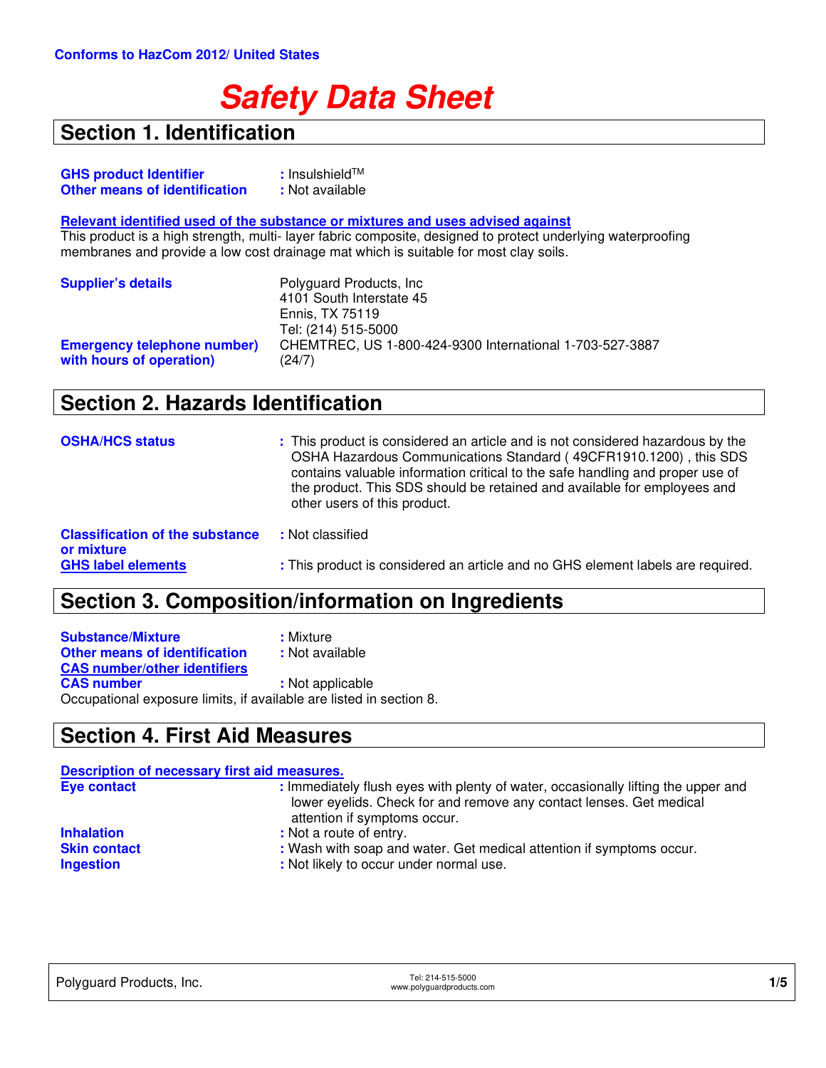Conforms to HazCom 2012/ United States

# Safety Data Sheet

## Section 1. Identification

**GHS product Identifier** : Insulshield[TM]
**Other means of identification** : Not available

**Relevant identified used of the substance or mixtures and uses advised against**
This product is a high strength, multi- layer fabric composite, designed to protect underlying waterproofing membranes and provide a low cost drainage mat which is suitable for most clay soils.

**Supplier's details**
Polyguard Products, Inc
4101 South Interstate 45
Ennis, TX 75119
Tel: (214) 515-5000

**Emergency telephone number) with hours of operation)** CHEMTREC, US 1-800-424-9300 International 1-703-527-3887 (24/7)

## Section 2. Hazards Identification

**OSHA/HCS status** : This product is considered an article and is not considered hazardous by the OSHA Hazardous Communications Standard ( 49CFR1910.1200) , this SDS contains valuable information critical to the safe handling and proper use of the product. This SDS should be retained and available for employees and other users of this product.

**Classification of the substance or mixture** : Not classified

**GHS label elements** : This product is considered an article and no GHS element labels are required.

## Section 3. Composition/information on Ingredients

**Substance/Mixture** : Mixture
**Other means of identification** : Not available
**CAS number/other identifiers**
**CAS number** : Not applicable
Occupational exposure limits, if available are listed in section 8.

## Section 4. First Aid Measures

**Description of necessary first aid measures.**

**Eye contact** : Immediately flush eyes with plenty of water, occasionally lifting the upper and lower eyelids. Check for and remove any contact lenses. Get medical attention if symptoms occur.
**Inhalation** : Not a route of entry.
**Skin contact** : Wash with soap and water. Get medical attention if symptoms occur.
**Ingestion** : Not likely to occur under normal use.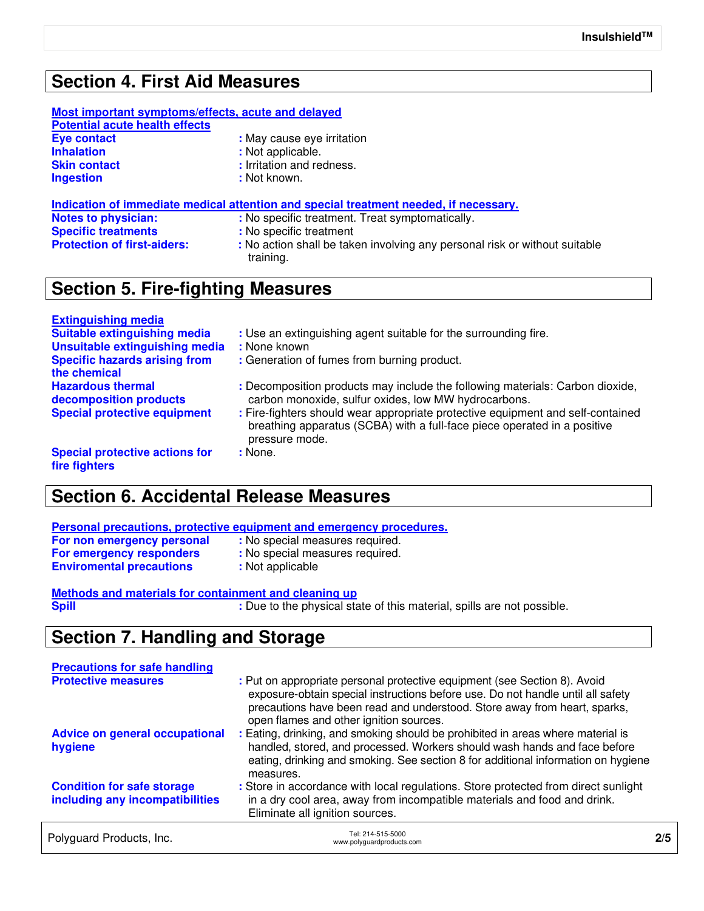## Section 4. First Aid Measures

**Most important symptoms/effects, acute and delayed**

**Potential acute health effects**

| | |
|---|---|
| **Eye contact** | : May cause eye irritation |
| **Inhalation** | : Not applicable. |
| **Skin contact** | : Irritation and redness. |
| **Ingestion** | : Not known. |

**Indication of immediate medical attention and special treatment needed, if necessary.**

| | |
|---|---|
| **Notes to physician:** | : No specific treatment. Treat symptomatically. |
| **Specific treatments** | : No specific treatment |
| **Protection of first-aiders:** | : No action shall be taken involving any personal risk or without suitable training. |

## Section 5. Fire-fighting Measures

**Extinguishing media**

| | |
|---|---|
| **Suitable extinguishing media** | : Use an extinguishing agent suitable for the surrounding fire. |
| **Unsuitable extinguishing media** | : None known |
| **Specific hazards arising from the chemical** | : Generation of fumes from burning product. |
| **Hazardous thermal decomposition products** | : Decomposition products may include the following materials: Carbon dioxide, carbon monoxide, sulfur oxides, low MW hydrocarbons. |
| **Special protective equipment** | : Fire-fighters should wear appropriate protective equipment and self-contained breathing apparatus (SCBA) with a full-face piece operated in a positive pressure mode. |
| **Special protective actions for fire fighters** | : None. |

## Section 6. Accidental Release Measures

**Personal precautions, protective equipment and emergency procedures.**

| | |
|---|---|
| **For non emergency personal** | : No special measures required. |
| **For emergency responders** | : No special measures required. |
| **Enviromental precautions** | : Not applicable |

**Methods and materials for containment and cleaning up**

| | |
|---|---|
| **Spill** | : Due to the physical state of this material, spills are not possible. |

## Section 7. Handling and Storage

**Precautions for safe handling**

| | |
|---|---|
| **Protective measures** | : Put on appropriate personal protective equipment (see Section 8). Avoid exposure-obtain special instructions before use. Do not handle until all safety precautions have been read and understood. Store away from heart, sparks, open flames and other ignition sources. |
| **Advice on general occupational hygiene** | : Eating, drinking, and smoking should be prohibited in areas where material is handled, stored, and processed. Workers should wash hands and face before eating, drinking and smoking. See section 8 for additional information on hygiene measures. |
| **Condition for safe storage including any incompatibilities** | : Store in accordance with local regulations. Store protected from direct sunlight in a dry cool area, away from incompatible materials and food and drink. Eliminate all ignition sources. |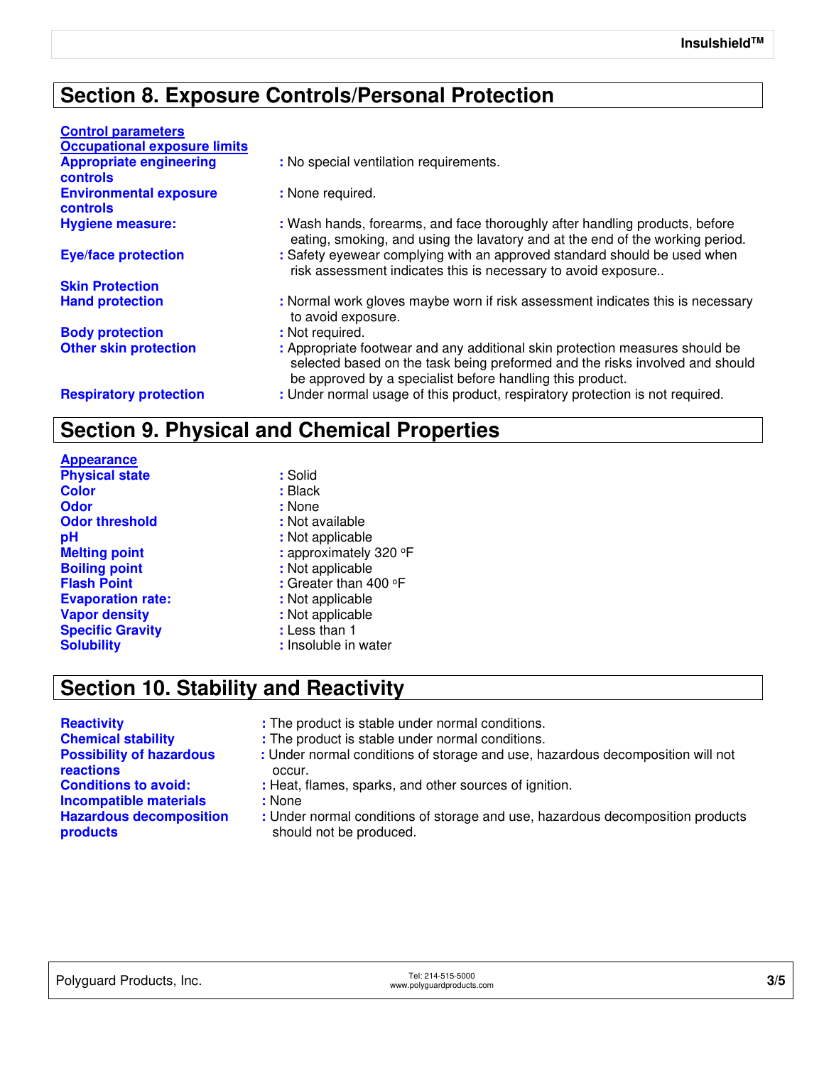## Section 8. Exposure Controls/Personal Protection

**Control parameters**

**Occupational exposure limits**

**Appropriate engineering controls** : No special ventilation requirements.

**Environmental exposure controls** : None required.

**Hygiene measure:** : Wash hands, forearms, and face thoroughly after handling products, before eating, smoking, and using the lavatory and at the end of the working period.

**Eye/face protection** : Safety eyewear complying with an approved standard should be used when risk assessment indicates this is necessary to avoid exposure..

**Skin Protection**

**Hand protection** : Normal work gloves maybe worn if risk assessment indicates this is necessary to avoid exposure.

**Body protection** : Not required.

**Other skin protection** : Appropriate footwear and any additional skin protection measures should be selected based on the task being preformed and the risks involved and should be approved by a specialist before handling this product.

**Respiratory protection** : Under normal usage of this product, respiratory protection is not required.

## Section 9. Physical and Chemical Properties

**Appearance**

**Physical state** : Solid

**Color** : Black

**Odor** : None

**Odor threshold** : Not available

**pH** : Not applicable

**Melting point** : approximately 320 °F

**Boiling point** : Not applicable

**Flash Point** : Greater than 400 °F

**Evaporation rate:** : Not applicable

**Vapor density** : Not applicable

**Specific Gravity** : Less than 1

**Solubility** : Insoluble in water

## Section 10. Stability and Reactivity

**Reactivity** : The product is stable under normal conditions.

**Chemical stability** : The product is stable under normal conditions.

**Possibility of hazardous reactions** : Under normal conditions of storage and use, hazardous decomposition will not occur.

**Conditions to avoid:** : Heat, flames, sparks, and other sources of ignition.

**Incompatible materials** : None

**Hazardous decomposition products** : Under normal conditions of storage and use, hazardous decomposition products should not be produced.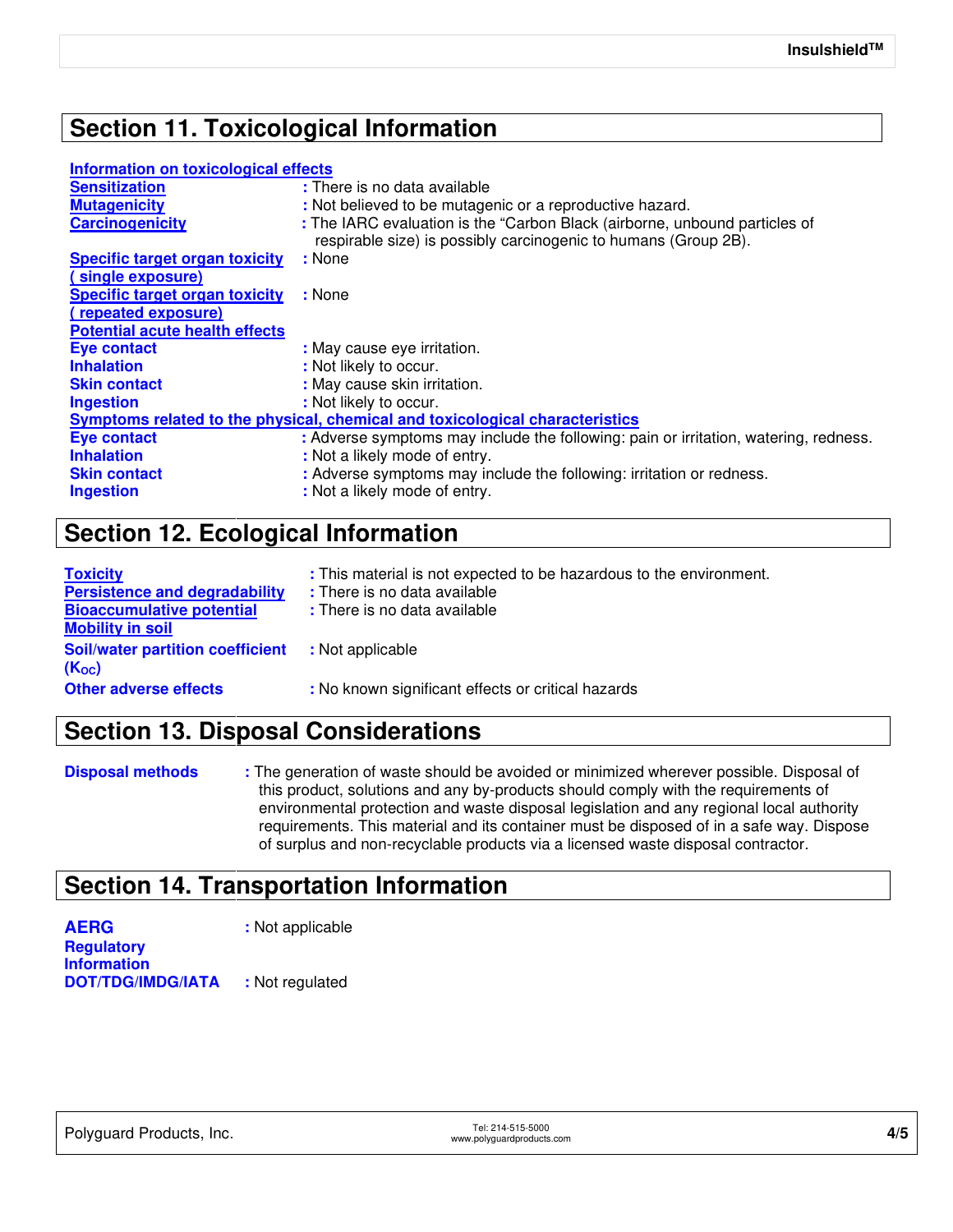## Section 11. Toxicological Information

**Information on toxicological effects**

**Sensitization** : There is no data available

**Mutagenicity** : Not believed to be mutagenic or a reproductive hazard.

**Carcinogenicity** : The IARC evaluation is the "Carbon Black (airborne, unbound particles of respirable size) is possibly carcinogenic to humans (Group 2B).

**Specific target organ toxicity ( single exposure)** : None

**Specific target organ toxicity ( repeated exposure)** : None

**Potential acute health effects**

**Eye contact** : May cause eye irritation.

**Inhalation** : Not likely to occur.

**Skin contact** : May cause skin irritation.

**Ingestion** : Not likely to occur.

**Symptoms related to the physical, chemical and toxicological characteristics**

**Eye contact** : Adverse symptoms may include the following: pain or irritation, watering, redness.

**Inhalation** : Not a likely mode of entry.

**Skin contact** : Adverse symptoms may include the following: irritation or redness.

**Ingestion** : Not a likely mode of entry.

## Section 12. Ecological Information

**Toxicity** : This material is not expected to be hazardous to the environment.

**Persistence and degradability** : There is no data available

**Bioaccumulative potential** : There is no data available

**Mobility in soil**

**Soil/water partition coefficient ($K_{OC}$)** : Not applicable

**Other adverse effects** : No known significant effects or critical hazards

## Section 13. Disposal Considerations

**Disposal methods** : The generation of waste should be avoided or minimized wherever possible. Disposal of this product, solutions and any by-products should comply with the requirements of environmental protection and waste disposal legislation and any regional local authority requirements. This material and its container must be disposed of in a safe way. Dispose of surplus and non-recyclable products via a licensed waste disposal contractor.

## Section 14. Transportation Information

**AERG** : Not applicable

**Regulatory Information**

**DOT/TDG/IMDG/IATA** : Not regulated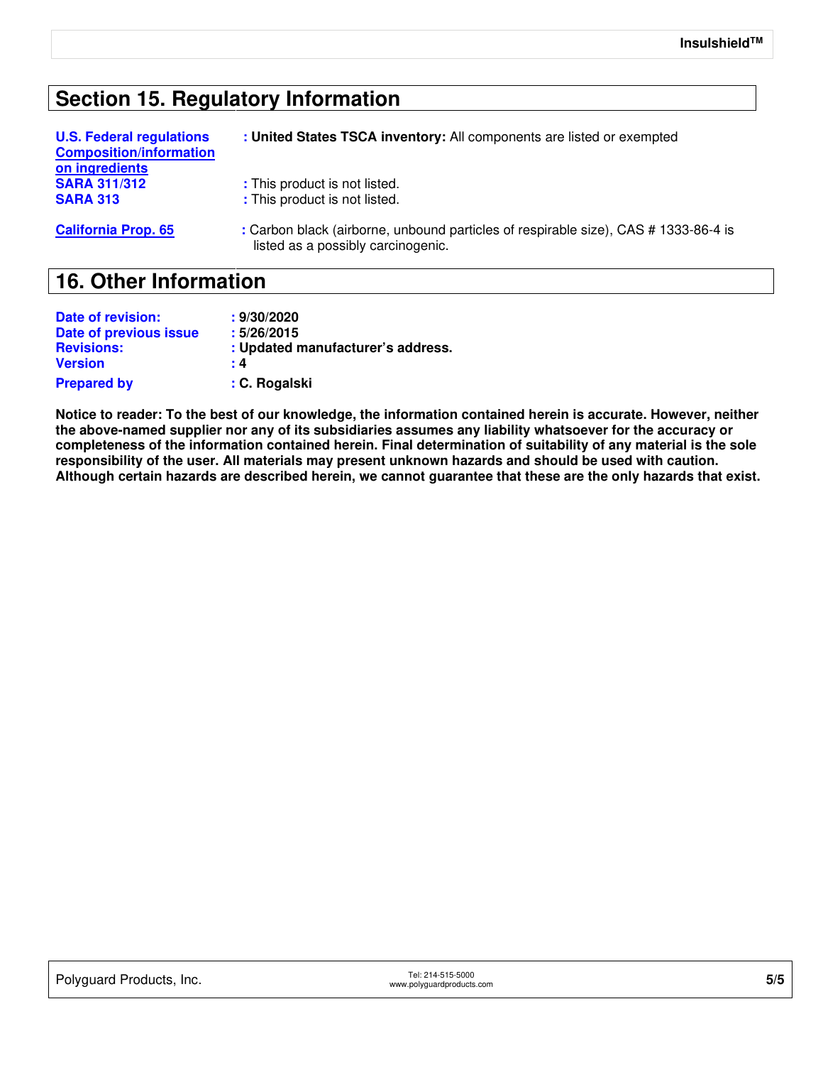## Section 15. Regulatory Information

**U.S. Federal regulations** : **United States TSCA inventory:** All components are listed or exempted

**Composition/information on ingredients**

**SARA 311/312** : This product is not listed.

**SARA 313** : This product is not listed.

**California Prop. 65** : Carbon black (airborne, unbound particles of respirable size), CAS # 1333-86-4 is listed as a possibly carcinogenic.

## 16. Other Information

**Date of revision:** : **9/30/2020**

**Date of previous issue** : **5/26/2015**

**Revisions:** : **Updated manufacturer's address.**

**Version** : **4**

**Prepared by** : **C. Rogalski**

**Notice to reader: To the best of our knowledge, the information contained herein is accurate. However, neither the above-named supplier nor any of its subsidiaries assumes any liability whatsoever for the accuracy or completeness of the information contained herein. Final determination of suitability of any material is the sole responsibility of the user. All materials may present unknown hazards and should be used with caution. Although certain hazards are described herein, we cannot guarantee that these are the only hazards that exist.**